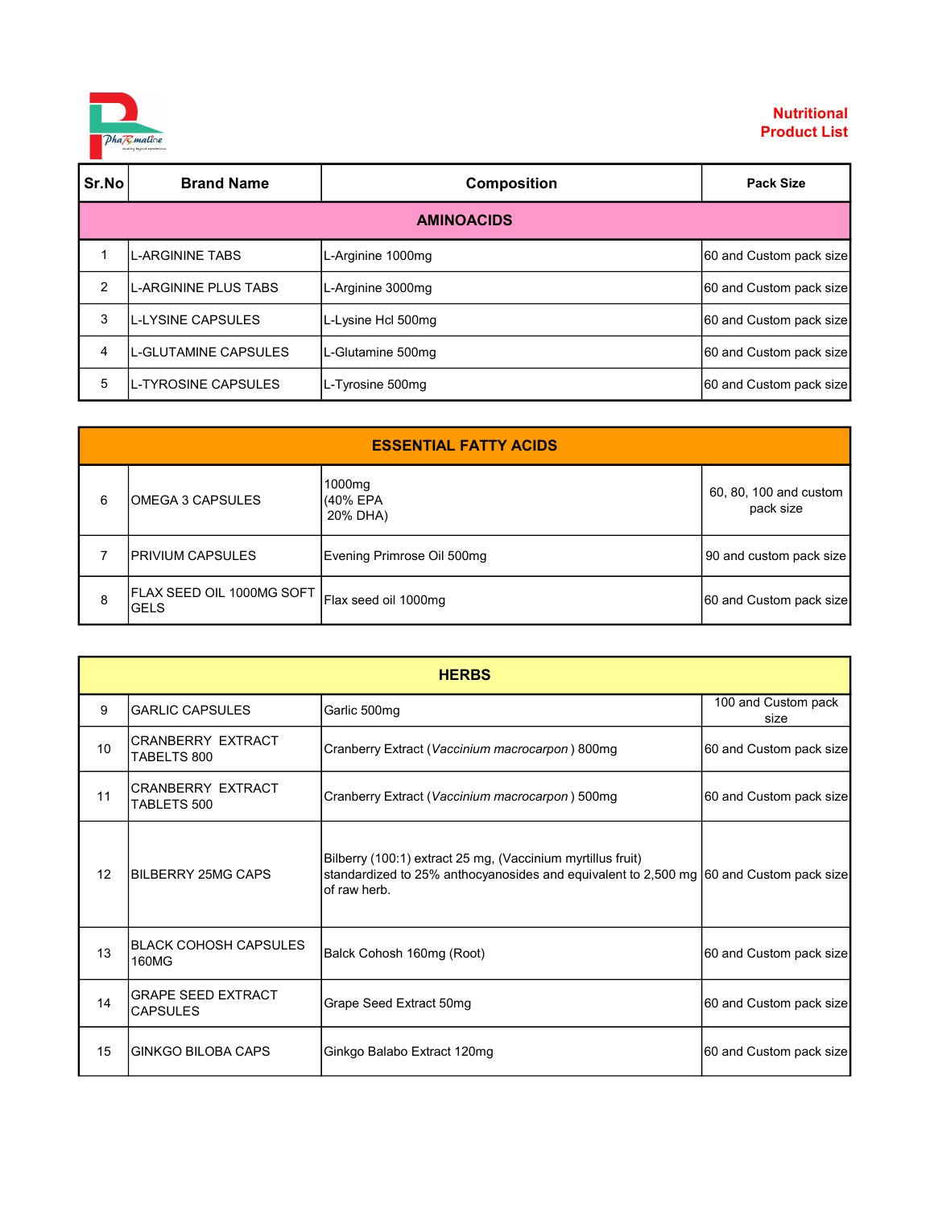# Nutritional Product List

| Sr.No | Brand Name | Composition | Pack Size |
|---|---|---|---|
| **AMINOACIDS** | | | |
| 1 | L-ARGININE TABS | L-Arginine 1000mg | 60 and Custom pack size |
| 2 | L-ARGININE PLUS TABS | L-Arginine 3000mg | 60 and Custom pack size |
| 3 | L-LYSINE CAPSULES | L-Lysine Hcl 500mg | 60 and Custom pack size |
| 4 | L-GLUTAMINE CAPSULES | L-Glutamine 500mg | 60 and Custom pack size |
| 5 | L-TYROSINE CAPSULES | L-Tyrosine 500mg | 60 and Custom pack size |
| **ESSENTIAL FATTY ACIDS** | | | |
| 6 | OMEGA 3 CAPSULES | 1000mg (40% EPA 20% DHA) | 60, 80, 100 and custom pack size |
| 7 | PRIVIUM CAPSULES | Evening Primrose Oil 500mg | 90 and custom pack size |
| 8 | FLAX SEED OIL 1000MG SOFT GELS | Flax seed oil 1000mg | 60 and Custom pack size |
| **HERBS** | | | |
| 9 | GARLIC CAPSULES | Garlic 500mg | 100 and Custom pack size |
| 10 | CRANBERRY EXTRACT TABELTS 800 | Cranberry Extract (*Vaccinium macrocarpon* ) 800mg | 60 and Custom pack size |
| 11 | CRANBERRY EXTRACT TABLETS 500 | Cranberry Extract (*Vaccinium macrocarpon* ) 500mg | 60 and Custom pack size |
| 12 | BILBERRY 25MG CAPS | Bilberry (100:1) extract 25 mg, (Vaccinium myrtillus fruit) standardized to 25% anthocyanosides and equivalent to 2,500 mg of raw herb. | 60 and Custom pack size |
| 13 | BLACK COHOSH CAPSULES 160MG | Balck Cohosh 160mg (Root) | 60 and Custom pack size |
| 14 | GRAPE SEED EXTRACT CAPSULES | Grape Seed Extract 50mg | 60 and Custom pack size |
| 15 | GINKGO BILOBA CAPS | Ginkgo Balabo Extract 120mg | 60 and Custom pack size |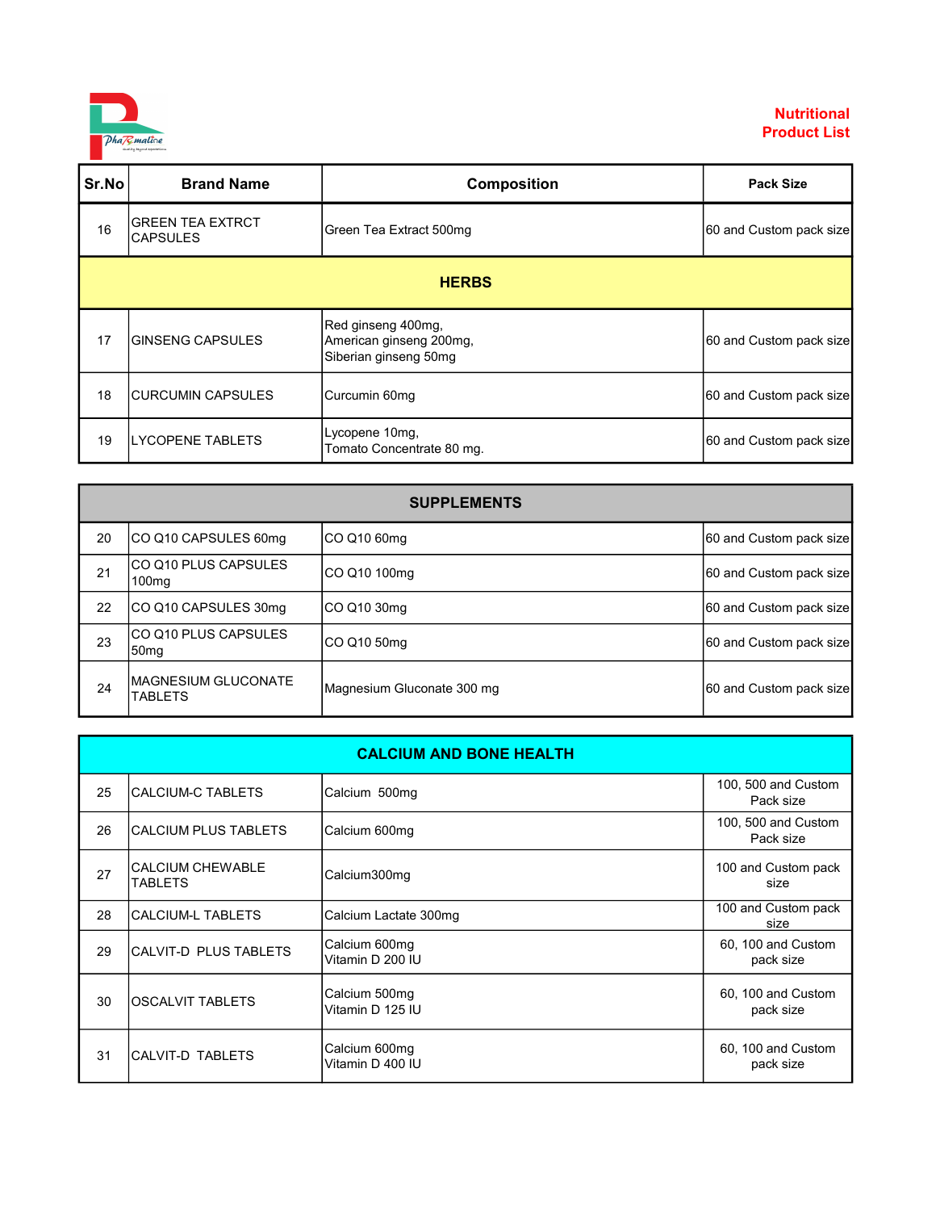**Nutritional Product List**

| Sr.No | Brand Name | Composition | Pack Size |
|---|---|---|---|
| 16 | GREEN TEA EXTRCT CAPSULES | Green Tea Extract 500mg | 60 and Custom pack size |
| | | **HERBS** | |
| 17 | GINSENG CAPSULES | Red ginseng 400mg, American ginseng 200mg, Siberian ginseng 50mg | 60 and Custom pack size |
| 18 | CURCUMIN CAPSULES | Curcumin 60mg | 60 and Custom pack size |
| 19 | LYCOPENE TABLETS | Lycopene 10mg, Tomato Concentrate 80 mg. | 60 and Custom pack size |
| | | **SUPPLEMENTS** | |
| 20 | CO Q10 CAPSULES 60mg | CO Q10 60mg | 60 and Custom pack size |
| 21 | CO Q10 PLUS CAPSULES 100mg | CO Q10 100mg | 60 and Custom pack size |
| 22 | CO Q10 CAPSULES 30mg | CO Q10 30mg | 60 and Custom pack size |
| 23 | CO Q10 PLUS CAPSULES 50mg | CO Q10 50mg | 60 and Custom pack size |
| 24 | MAGNESIUM GLUCONATE TABLETS | Magnesium Gluconate 300 mg | 60 and Custom pack size |
| | | **CALCIUM AND BONE HEALTH** | |
| 25 | CALCIUM-C TABLETS | Calcium 500mg | 100, 500 and Custom Pack size |
| 26 | CALCIUM PLUS TABLETS | Calcium 600mg | 100, 500 and Custom Pack size |
| 27 | CALCIUM CHEWABLE TABLETS | Calcium300mg | 100 and Custom pack size |
| 28 | CALCIUM-L TABLETS | Calcium Lactate 300mg | 100 and Custom pack size |
| 29 | CALVIT-D PLUS TABLETS | Calcium 600mg Vitamin D 200 IU | 60, 100 and Custom pack size |
| 30 | OSCALVIT TABLETS | Calcium 500mg Vitamin D 125 IU | 60, 100 and Custom pack size |
| 31 | CALVIT-D TABLETS | Calcium 600mg Vitamin D 400 IU | 60, 100 and Custom pack size |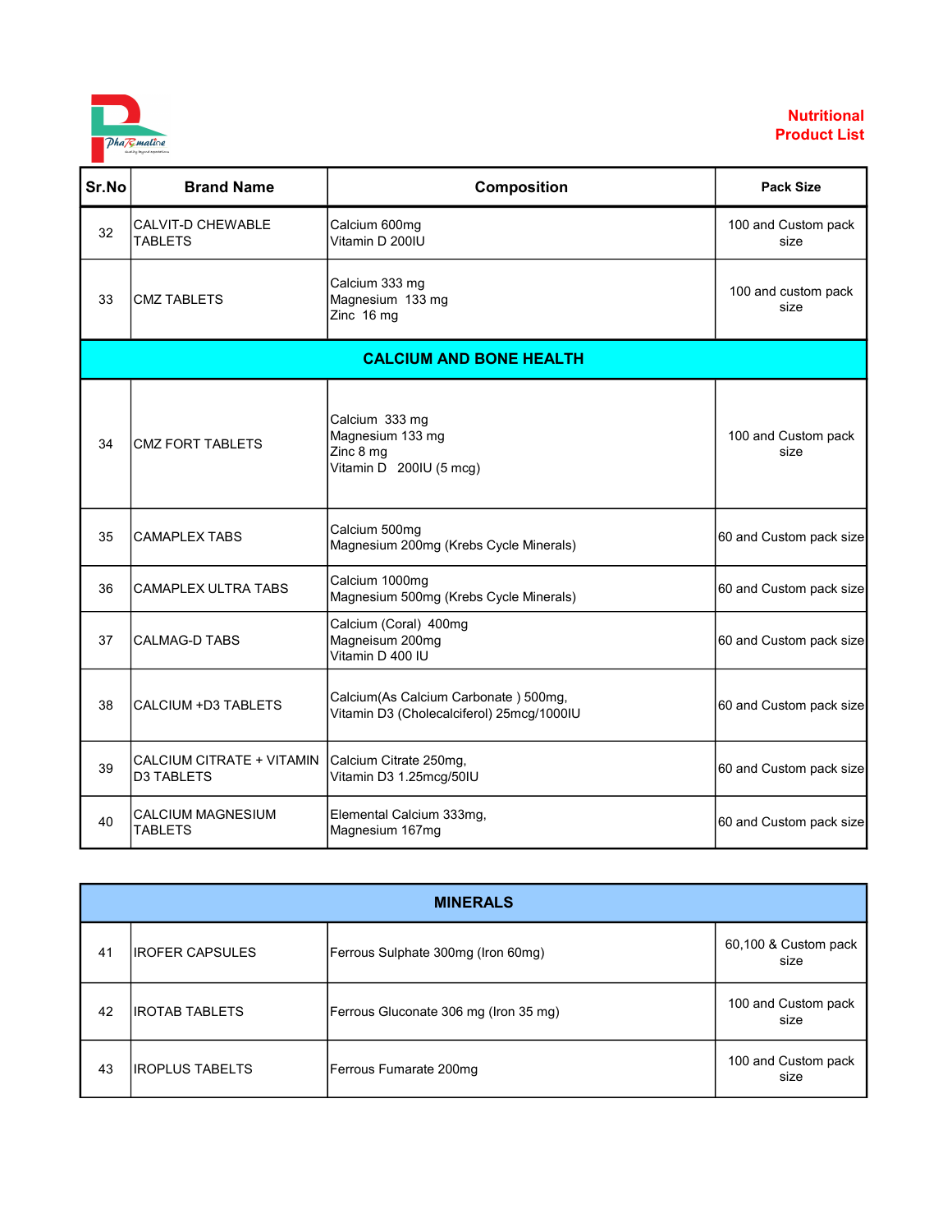Nutritional Product List

| Sr.No | Brand Name | Composition | Pack Size |
|---|---|---|---|
| 32 | CALVIT-D CHEWABLE TABLETS | Calcium 600mg<br>Vitamin D 200IU | 100 and Custom pack size |
| 33 | CMZ TABLETS | Calcium 333 mg<br>Magnesium 133 mg<br>Zinc 16 mg | 100 and custom pack size |
| **CALCIUM AND BONE HEALTH** | | | |
| 34 | CMZ FORT TABLETS | Calcium 333 mg<br>Magnesium 133 mg<br>Zinc 8 mg<br>Vitamin D 200IU (5 mcg) | 100 and Custom pack size |
| 35 | CAMAPLEX TABS | Calcium 500mg<br>Magnesium 200mg (Krebs Cycle Minerals) | 60 and Custom pack size |
| 36 | CAMAPLEX ULTRA TABS | Calcium 1000mg<br>Magnesium 500mg (Krebs Cycle Minerals) | 60 and Custom pack size |
| 37 | CALMAG-D TABS | Calcium (Coral) 400mg<br>Magneisum 200mg<br>Vitamin D 400 IU | 60 and Custom pack size |
| 38 | CALCIUM +D3 TABLETS | Calcium(As Calcium Carbonate ) 500mg,<br>Vitamin D3 (Cholecalciferol) 25mcg/1000IU | 60 and Custom pack size |
| 39 | CALCIUM CITRATE + VITAMIN D3 TABLETS | Calcium Citrate 250mg,<br>Vitamin D3 1.25mcg/50IU | 60 and Custom pack size |
| 40 | CALCIUM MAGNESIUM TABLETS | Elemental Calcium 333mg,<br>Magnesium 167mg | 60 and Custom pack size |

| **MINERALS** | | | |
|---|---|---|---|
| 41 | IROFER CAPSULES | Ferrous Sulphate 300mg (Iron 60mg) | 60,100 & Custom pack size |
| 42 | IROTAB TABLETS | Ferrous Gluconate 306 mg (Iron 35 mg) | 100 and Custom pack size |
| 43 | IROPLUS TABELTS | Ferrous Fumarate 200mg | 100 and Custom pack size |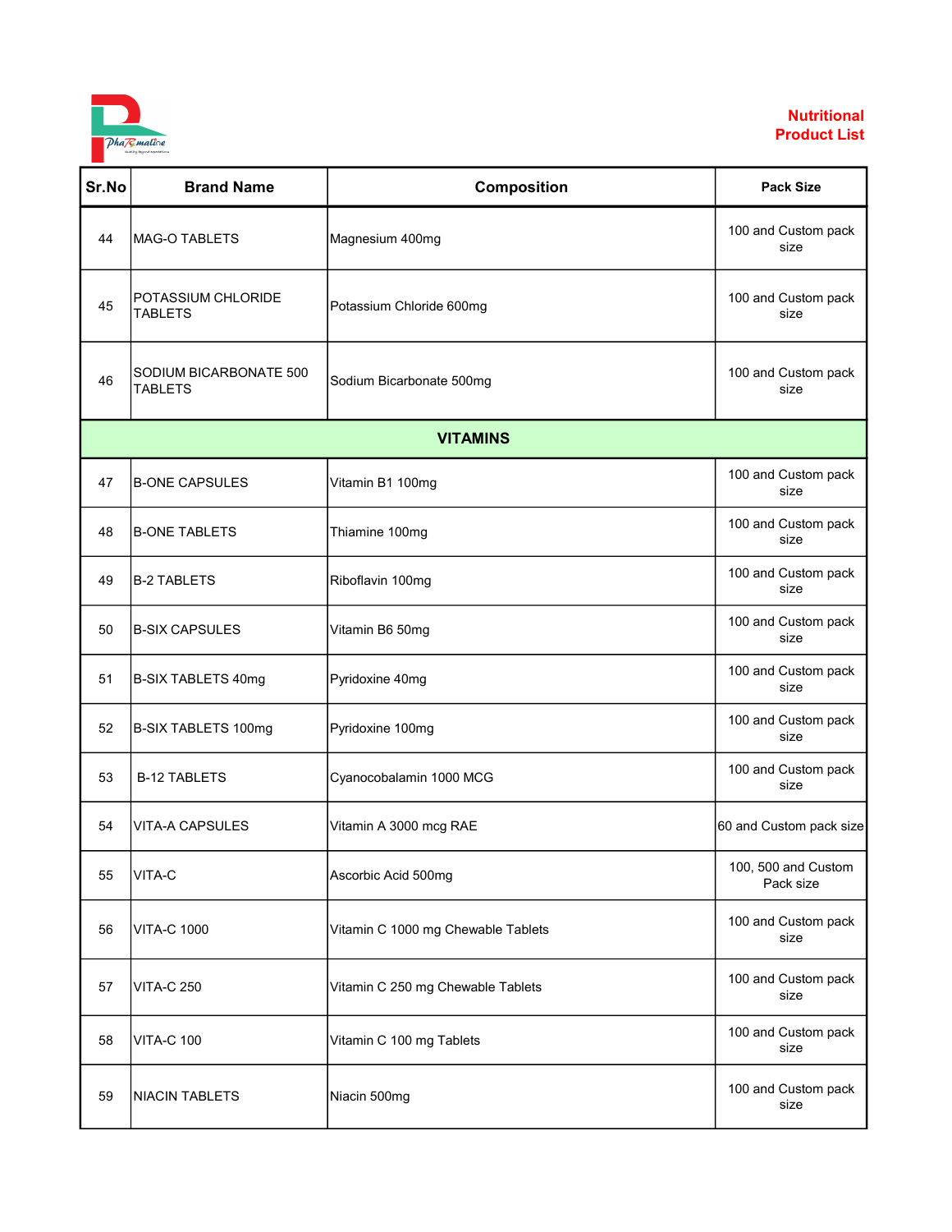Nutritional Product List

| Sr.No | Brand Name | Composition | Pack Size |
|---|---|---|---|
| 44 | MAG-O TABLETS | Magnesium 400mg | 100 and Custom pack size |
| 45 | POTASSIUM CHLORIDE TABLETS | Potassium Chloride 600mg | 100 and Custom pack size |
| 46 | SODIUM BICARBONATE 500 TABLETS | Sodium Bicarbonate 500mg | 100 and Custom pack size |
| **VITAMINS** | | | |
| 47 | B-ONE CAPSULES | Vitamin B1 100mg | 100 and Custom pack size |
| 48 | B-ONE TABLETS | Thiamine 100mg | 100 and Custom pack size |
| 49 | B-2 TABLETS | Riboflavin 100mg | 100 and Custom pack size |
| 50 | B-SIX CAPSULES | Vitamin B6 50mg | 100 and Custom pack size |
| 51 | B-SIX TABLETS 40mg | Pyridoxine 40mg | 100 and Custom pack size |
| 52 | B-SIX TABLETS 100mg | Pyridoxine 100mg | 100 and Custom pack size |
| 53 | B-12 TABLETS | Cyanocobalamin 1000 MCG | 100 and Custom pack size |
| 54 | VITA-A CAPSULES | Vitamin A 3000 mcg RAE | 60 and Custom pack size |
| 55 | VITA-C | Ascorbic Acid 500mg | 100, 500 and Custom Pack size |
| 56 | VITA-C 1000 | Vitamin C 1000 mg Chewable Tablets | 100 and Custom pack size |
| 57 | VITA-C 250 | Vitamin C 250 mg Chewable Tablets | 100 and Custom pack size |
| 58 | VITA-C 100 | Vitamin C 100 mg Tablets | 100 and Custom pack size |
| 59 | NIACIN TABLETS | Niacin 500mg | 100 and Custom pack size |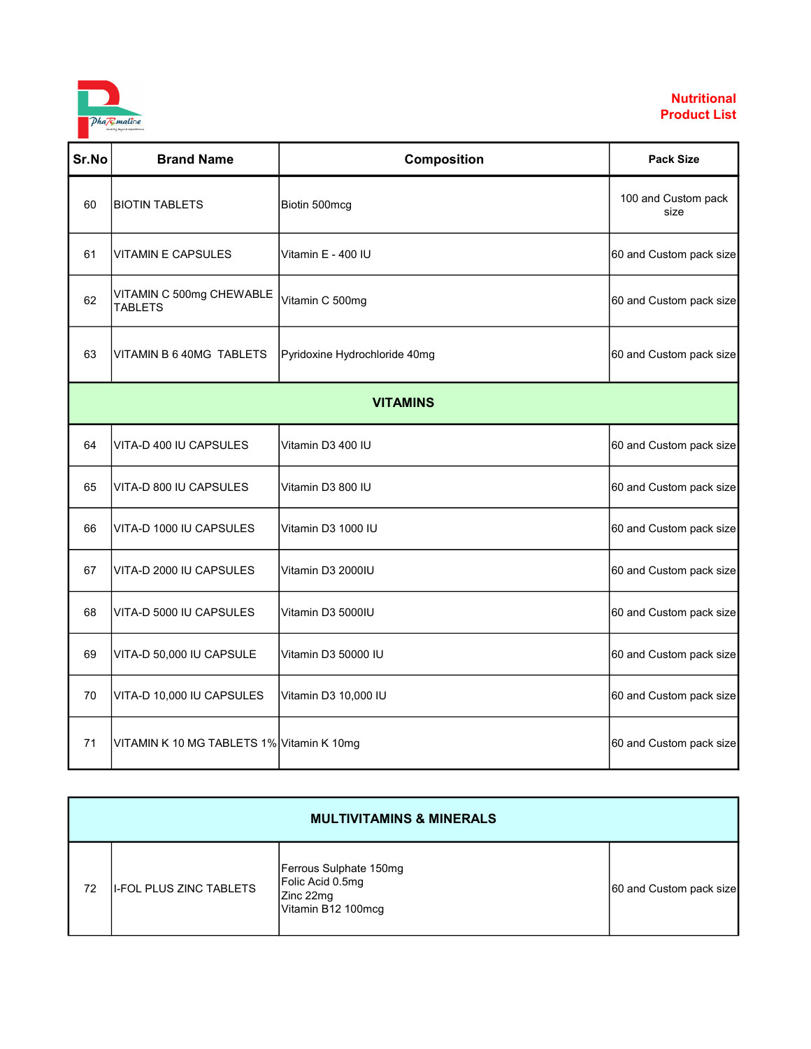**Nutritional Product List**

| Sr.No | Brand Name | Composition | Pack Size |
|---|---|---|---|
| 60 | BIOTIN TABLETS | Biotin 500mcg | 100 and Custom pack size |
| 61 | VITAMIN E CAPSULES | Vitamin E - 400 IU | 60 and Custom pack size |
| 62 | VITAMIN C 500mg CHEWABLE TABLETS | Vitamin C 500mg | 60 and Custom pack size |
| 63 | VITAMIN B 6 40MG TABLETS | Pyridoxine Hydrochloride 40mg | 60 and Custom pack size |
| **VITAMINS** | | | |
| 64 | VITA-D 400 IU CAPSULES | Vitamin D3 400 IU | 60 and Custom pack size |
| 65 | VITA-D 800 IU CAPSULES | Vitamin D3 800 IU | 60 and Custom pack size |
| 66 | VITA-D 1000 IU CAPSULES | Vitamin D3 1000 IU | 60 and Custom pack size |
| 67 | VITA-D 2000 IU CAPSULES | Vitamin D3 2000IU | 60 and Custom pack size |
| 68 | VITA-D 5000 IU CAPSULES | Vitamin D3 5000IU | 60 and Custom pack size |
| 69 | VITA-D 50,000 IU CAPSULE | Vitamin D3 50000 IU | 60 and Custom pack size |
| 70 | VITA-D 10,000 IU CAPSULES | Vitamin D3 10,000 IU | 60 and Custom pack size |
| 71 | VITAMIN K 10 MG TABLETS 1% | Vitamin K 10mg | 60 and Custom pack size |

| **MULTIVITAMINS & MINERALS** | | | |
|---|---|---|---|
| 72 | I-FOL PLUS ZINC TABLETS | Ferrous Sulphate 150mg<br>Folic Acid 0.5mg<br>Zinc 22mg<br>Vitamin B12 100mcg | 60 and Custom pack size |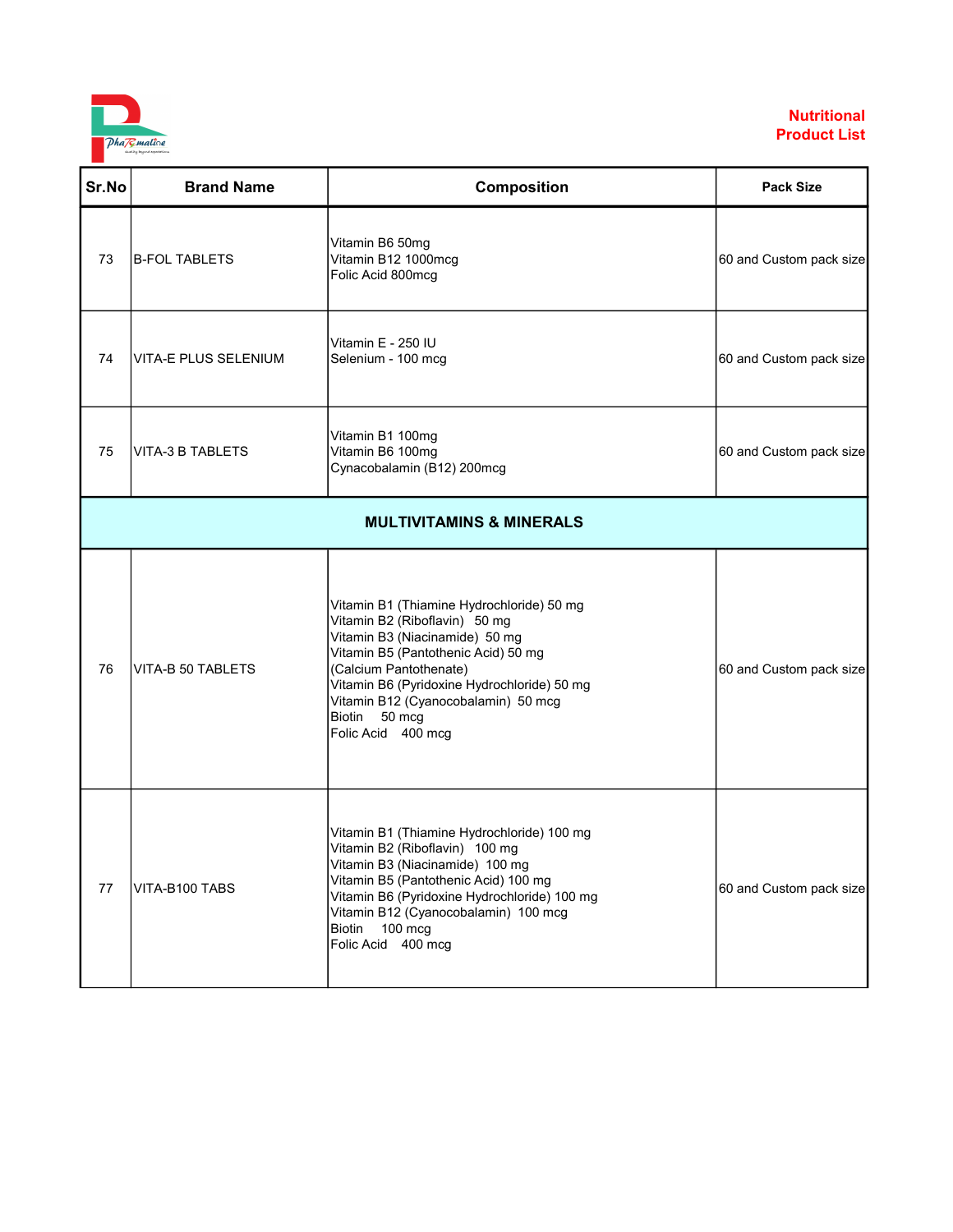Nutritional Product List

| Sr.No | Brand Name | Composition | Pack Size |
|---|---|---|---|
| 73 | B-FOL TABLETS | Vitamin B6 50mg<br>Vitamin B12 1000mcg<br>Folic Acid 800mcg | 60 and Custom pack size |
| 74 | VITA-E PLUS SELENIUM | Vitamin E - 250 IU<br>Selenium - 100 mcg | 60 and Custom pack size |
| 75 | VITA-3 B TABLETS | Vitamin B1 100mg<br>Vitamin B6 100mg<br>Cynacobalamin (B12) 200mcg | 60 and Custom pack size |
| **MULTIVITAMINS & MINERALS** | | | |
| 76 | VITA-B 50 TABLETS | Vitamin B1 (Thiamine Hydrochloride) 50 mg<br>Vitamin B2 (Riboflavin) 50 mg<br>Vitamin B3 (Niacinamide) 50 mg<br>Vitamin B5 (Pantothenic Acid) 50 mg<br>(Calcium Pantothenate)<br>Vitamin B6 (Pyridoxine Hydrochloride) 50 mg<br>Vitamin B12 (Cyanocobalamin) 50 mcg<br>Biotin 50 mcg<br>Folic Acid 400 mcg | 60 and Custom pack size |
| 77 | VITA-B100 TABS | Vitamin B1 (Thiamine Hydrochloride) 100 mg<br>Vitamin B2 (Riboflavin) 100 mg<br>Vitamin B3 (Niacinamide) 100 mg<br>Vitamin B5 (Pantothenic Acid) 100 mg<br>Vitamin B6 (Pyridoxine Hydrochloride) 100 mg<br>Vitamin B12 (Cyanocobalamin) 100 mcg<br>Biotin 100 mcg<br>Folic Acid 400 mcg | 60 and Custom pack size |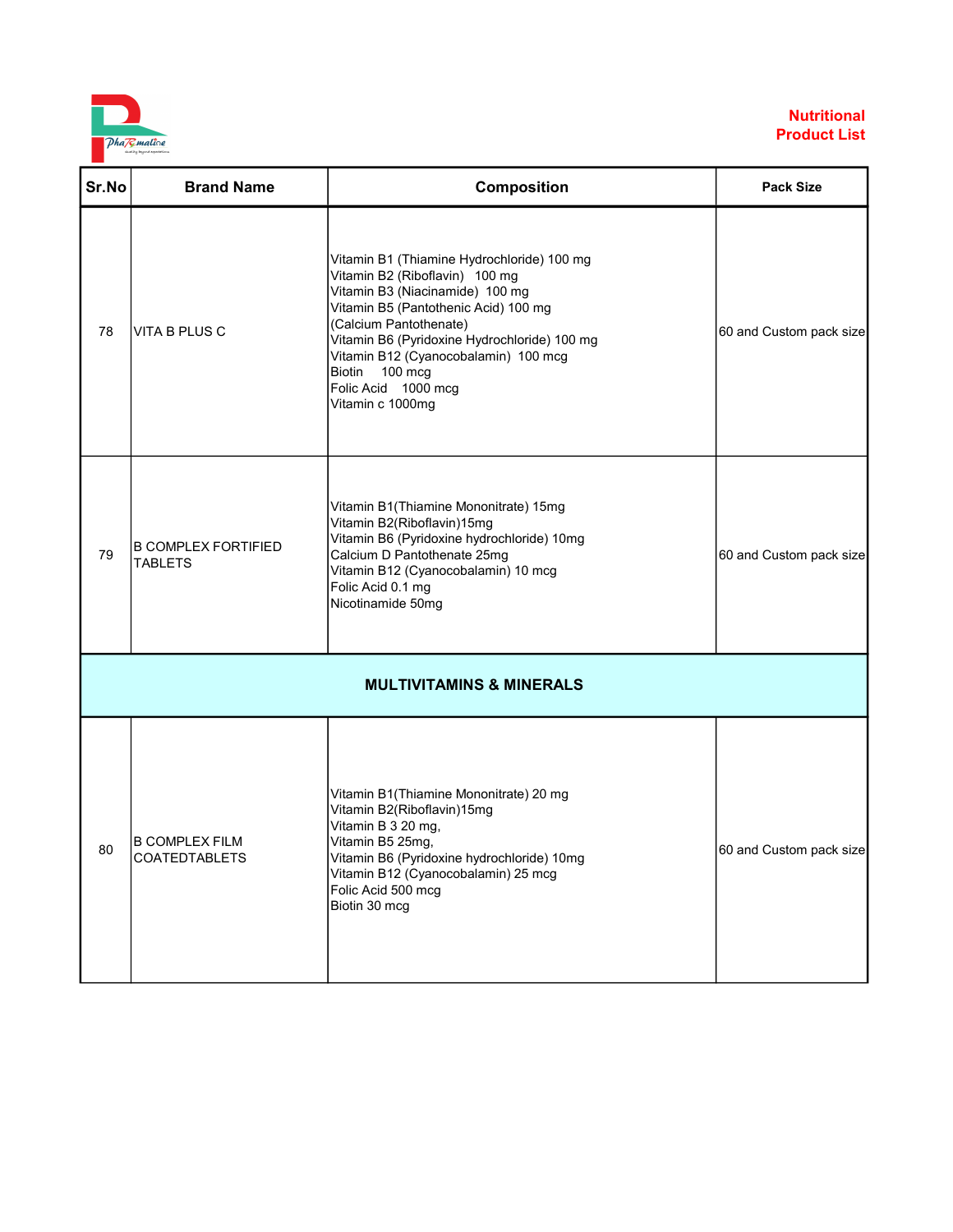Nutritional Product List

| Sr.No | Brand Name | Composition | Pack Size |
|---|---|---|---|
| 78 | VITA B PLUS C | Vitamin B1 (Thiamine Hydrochloride) 100 mg<br>Vitamin B2 (Riboflavin) 100 mg<br>Vitamin B3 (Niacinamide) 100 mg<br>Vitamin B5 (Pantothenic Acid) 100 mg<br>(Calcium Pantothenate)<br>Vitamin B6 (Pyridoxine Hydrochloride) 100 mg<br>Vitamin B12 (Cyanocobalamin) 100 mcg<br>Biotin 100 mcg<br>Folic Acid 1000 mcg<br>Vitamin c 1000mg | 60 and Custom pack size |
| 79 | B COMPLEX FORTIFIED TABLETS | Vitamin B1(Thiamine Mononitrate) 15mg<br>Vitamin B2(Riboflavin)15mg<br>Vitamin B6 (Pyridoxine hydrochloride) 10mg<br>Calcium D Pantothenate 25mg<br>Vitamin B12 (Cyanocobalamin) 10 mcg<br>Folic Acid 0.1 mg<br>Nicotinamide 50mg | 60 and Custom pack size |
| **MULTIVITAMINS & MINERALS** | | | |
| 80 | B COMPLEX FILM COATEDTABLETS | Vitamin B1(Thiamine Mononitrate) 20 mg<br>Vitamin B2(Riboflavin)15mg<br>Vitamin B 3 20 mg,<br>Vitamin B5 25mg,<br>Vitamin B6 (Pyridoxine hydrochloride) 10mg<br>Vitamin B12 (Cyanocobalamin) 25 mcg<br>Folic Acid 500 mcg<br>Biotin 30 mcg | 60 and Custom pack size |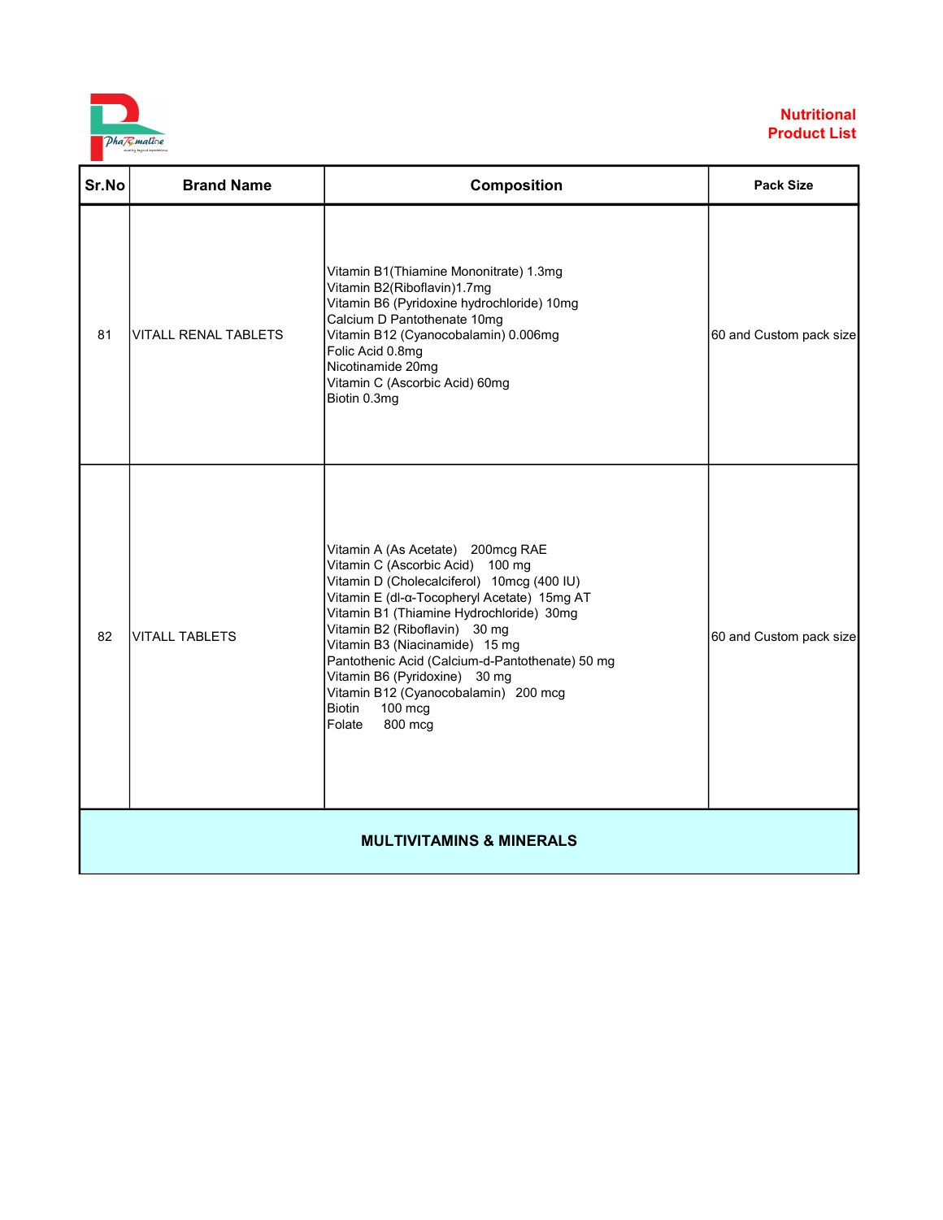**Nutritional Product List**

| Sr.No | Brand Name | Composition | Pack Size |
|---|---|---|---|
| 81 | VITALL RENAL TABLETS | Vitamin B1(Thiamine Mononitrate) 1.3mg<br>Vitamin B2(Riboflavin)1.7mg<br>Vitamin B6 (Pyridoxine hydrochloride) 10mg<br>Calcium D Pantothenate 10mg<br>Vitamin B12 (Cyanocobalamin) 0.006mg<br>Folic Acid 0.8mg<br>Nicotinamide 20mg<br>Vitamin C (Ascorbic Acid) 60mg<br>Biotin 0.3mg | 60 and Custom pack size |
| 82 | VITALL TABLETS | Vitamin A (As Acetate) 200mcg RAE<br>Vitamin C (Ascorbic Acid) 100 mg<br>Vitamin D (Cholecalciferol) 10mcg (400 IU)<br>Vitamin E (dl-α-Tocopheryl Acetate) 15mg AT<br>Vitamin B1 (Thiamine Hydrochloride) 30mg<br>Vitamin B2 (Riboflavin) 30 mg<br>Vitamin B3 (Niacinamide) 15 mg<br>Pantothenic Acid (Calcium-d-Pantothenate) 50 mg<br>Vitamin B6 (Pyridoxine) 30 mg<br>Vitamin B12 (Cyanocobalamin) 200 mcg<br>Biotin 100 mcg<br>Folate 800 mcg | 60 and Custom pack size |
| **MULTIVITAMINS & MINERALS** | | | |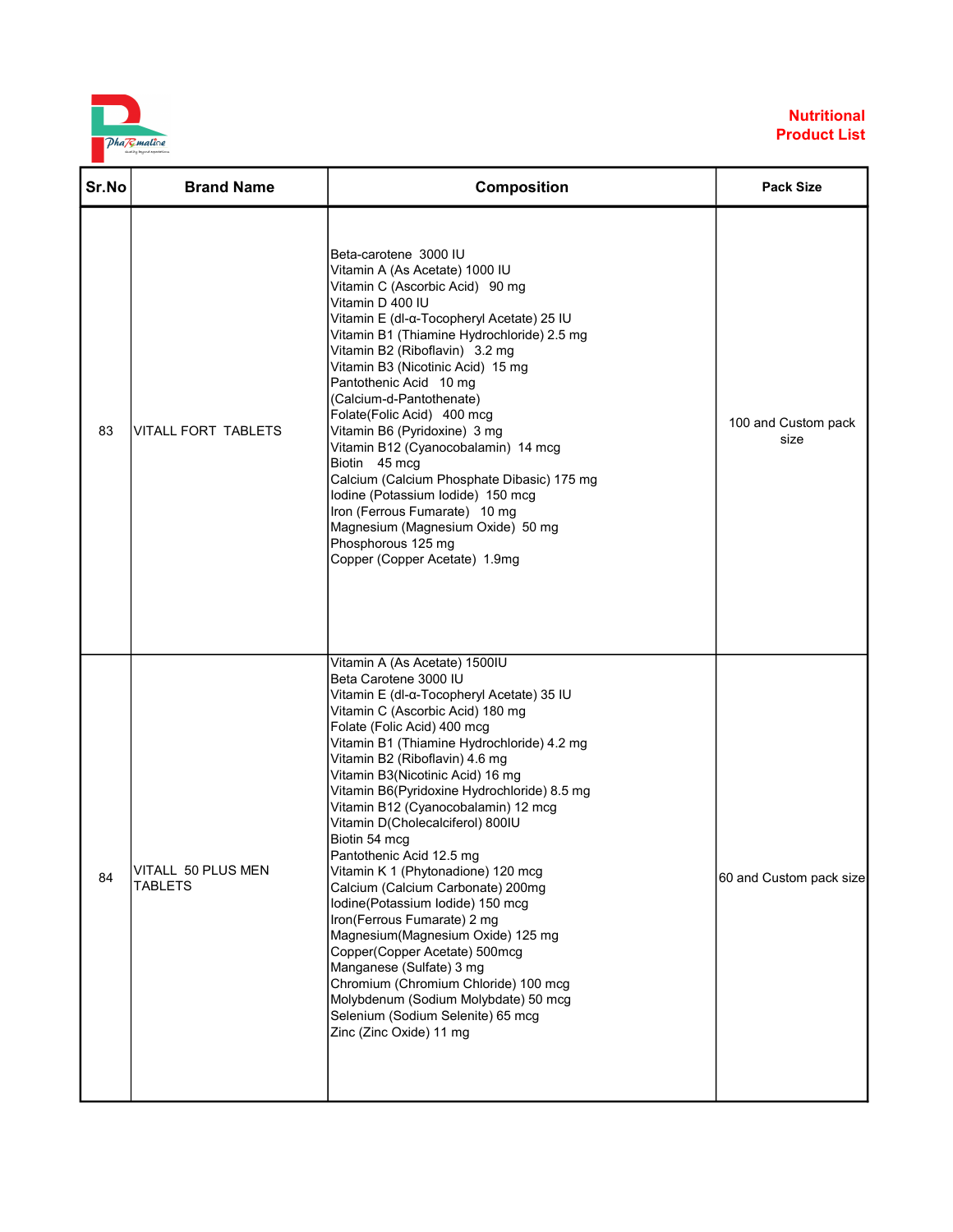**Nutritional Product List**

| Sr.No | Brand Name | Composition | Pack Size |
|---|---|---|---|
| 83 | VITALL FORT TABLETS | Beta-carotene 3000 IU<br>Vitamin A (As Acetate) 1000 IU<br>Vitamin C (Ascorbic Acid) 90 mg<br>Vitamin D 400 IU<br>Vitamin E (dl-α-Tocopheryl Acetate) 25 IU<br>Vitamin B1 (Thiamine Hydrochloride) 2.5 mg<br>Vitamin B2 (Riboflavin) 3.2 mg<br>Vitamin B3 (Nicotinic Acid) 15 mg<br>Pantothenic Acid 10 mg<br>(Calcium-d-Pantothenate)<br>Folate(Folic Acid) 400 mcg<br>Vitamin B6 (Pyridoxine) 3 mg<br>Vitamin B12 (Cyanocobalamin) 14 mcg<br>Biotin 45 mcg<br>Calcium (Calcium Phosphate Dibasic) 175 mg<br>Iodine (Potassium Iodide) 150 mcg<br>Iron (Ferrous Fumarate) 10 mg<br>Magnesium (Magnesium Oxide) 50 mg<br>Phosphorous 125 mg<br>Copper (Copper Acetate) 1.9mg | 100 and Custom pack size |
| 84 | VITALL 50 PLUS MEN TABLETS | Vitamin A (As Acetate) 1500IU<br>Beta Carotene 3000 IU<br>Vitamin E (dl-α-Tocopheryl Acetate) 35 IU<br>Vitamin C (Ascorbic Acid) 180 mg<br>Folate (Folic Acid) 400 mcg<br>Vitamin B1 (Thiamine Hydrochloride) 4.2 mg<br>Vitamin B2 (Riboflavin) 4.6 mg<br>Vitamin B3(Nicotinic Acid) 16 mg<br>Vitamin B6(Pyridoxine Hydrochloride) 8.5 mg<br>Vitamin B12 (Cyanocobalamin) 12 mcg<br>Vitamin D(Cholecalciferol) 800IU<br>Biotin 54 mcg<br>Pantothenic Acid 12.5 mg<br>Vitamin K 1 (Phytonadione) 120 mcg<br>Calcium (Calcium Carbonate) 200mg<br>Iodine(Potassium Iodide) 150 mcg<br>Iron(Ferrous Fumarate) 2 mg<br>Magnesium(Magnesium Oxide) 125 mg<br>Copper(Copper Acetate) 500mcg<br>Manganese (Sulfate) 3 mg<br>Chromium (Chromium Chloride) 100 mcg<br>Molybdenum (Sodium Molybdate) 50 mcg<br>Selenium (Sodium Selenite) 65 mcg<br>Zinc (Zinc Oxide) 11 mg | 60 and Custom pack size |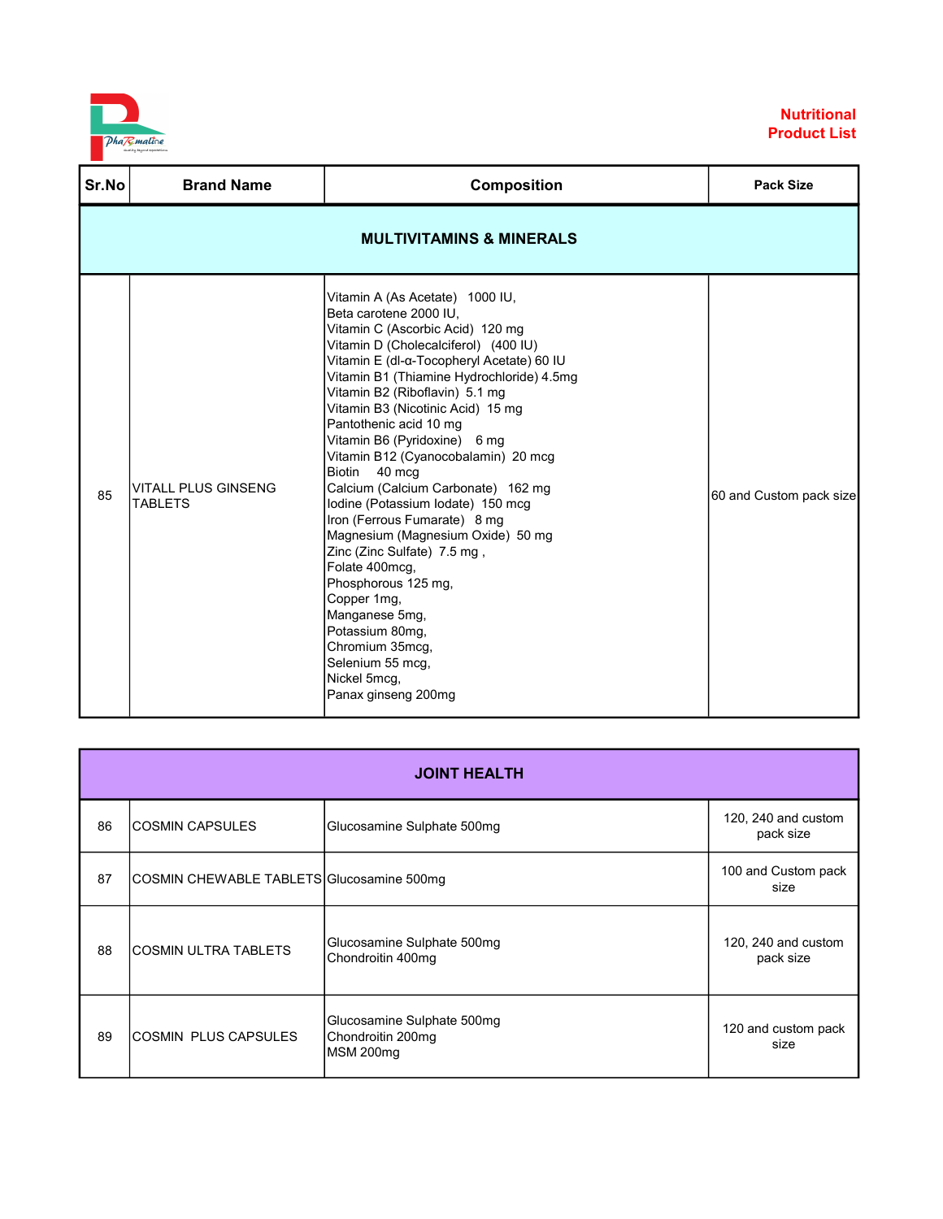**Nutritional Product List**

| Sr.No | Brand Name | Composition | Pack Size |
|---|---|---|---|
| **MULTIVITAMINS & MINERALS** | | | |
| 85 | VITALL PLUS GINSENG TABLETS | Vitamin A (As Acetate) 1000 IU,<br>Beta carotene 2000 IU,<br>Vitamin C (Ascorbic Acid) 120 mg<br>Vitamin D (Cholecalciferol) (400 IU)<br>Vitamin E (dl-α-Tocopheryl Acetate) 60 IU<br>Vitamin B1 (Thiamine Hydrochloride) 4.5mg<br>Vitamin B2 (Riboflavin) 5.1 mg<br>Vitamin B3 (Nicotinic Acid) 15 mg<br>Pantothenic acid 10 mg<br>Vitamin B6 (Pyridoxine) 6 mg<br>Vitamin B12 (Cyanocobalamin) 20 mcg<br>Biotin 40 mcg<br>Calcium (Calcium Carbonate) 162 mg<br>Iodine (Potassium Iodate) 150 mcg<br>Iron (Ferrous Fumarate) 8 mg<br>Magnesium (Magnesium Oxide) 50 mg<br>Zinc (Zinc Sulfate) 7.5 mg ,<br>Folate 400mcg,<br>Phosphorous 125 mg,<br>Copper 1mg,<br>Manganese 5mg,<br>Potassium 80mg,<br>Chromium 35mcg,<br>Selenium 55 mcg,<br>Nickel 5mcg,<br>Panax ginseng 200mg | 60 and Custom pack size |

| **JOINT HEALTH** | | | |
|---|---|---|---|
| 86 | COSMIN CAPSULES | Glucosamine Sulphate 500mg | 120, 240 and custom pack size |
| 87 | COSMIN CHEWABLE TABLETS | Glucosamine 500mg | 100 and Custom pack size |
| 88 | COSMIN ULTRA TABLETS | Glucosamine Sulphate 500mg<br>Chondroitin 400mg | 120, 240 and custom pack size |
| 89 | COSMIN PLUS CAPSULES | Glucosamine Sulphate 500mg<br>Chondroitin 200mg<br>MSM 200mg | 120 and custom pack size |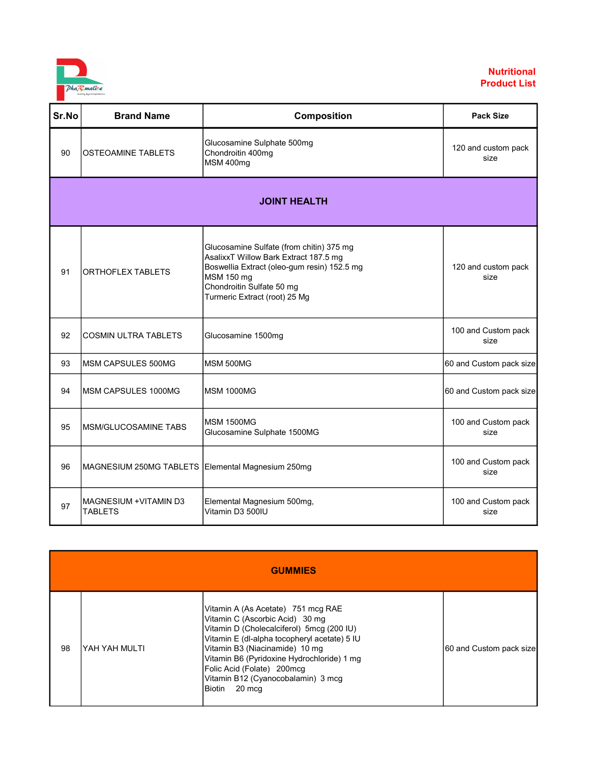**Nutritional Product List**

| Sr.No | Brand Name | Composition | Pack Size |
|---|---|---|---|
| 90 | OSTEOAMINE TABLETS | Glucosamine Sulphate 500mg<br>Chondroitin 400mg<br>MSM 400mg | 120 and custom pack size |
| **JOINT HEALTH** | | | |
| 91 | ORTHOFLEX TABLETS | Glucosamine Sulfate (from chitin) 375 mg<br>AsalixxT Willow Bark Extract 187.5 mg<br>Boswellia Extract (oleo-gum resin) 152.5 mg<br>MSM 150 mg<br>Chondroitin Sulfate 50 mg<br>Turmeric Extract (root) 25 Mg | 120 and custom pack size |
| 92 | COSMIN ULTRA TABLETS | Glucosamine 1500mg | 100 and Custom pack size |
| 93 | MSM CAPSULES 500MG | MSM 500MG | 60 and Custom pack size |
| 94 | MSM CAPSULES 1000MG | MSM 1000MG | 60 and Custom pack size |
| 95 | MSM/GLUCOSAMINE TABS | MSM 1500MG<br>Glucosamine Sulphate 1500MG | 100 and Custom pack size |
| 96 | MAGNESIUM 250MG TABLETS | Elemental Magnesium 250mg | 100 and Custom pack size |
| 97 | MAGNESIUM +VITAMIN D3 TABLETS | Elemental Magnesium 500mg,<br>Vitamin D3 500IU | 100 and Custom pack size |

| **GUMMIES** | | | |
|---|---|---|---|
| 98 | YAH YAH MULTI | Vitamin A (As Acetate) 751 mcg RAE<br>Vitamin C (Ascorbic Acid) 30 mg<br>Vitamin D (Cholecalciferol) 5mcg (200 IU)<br>Vitamin E (dl-alpha tocopheryl acetate) 5 IU<br>Vitamin B3 (Niacinamide) 10 mg<br>Vitamin B6 (Pyridoxine Hydrochloride) 1 mg<br>Folic Acid (Folate) 200mcg<br>Vitamin B12 (Cyanocobalamin) 3 mcg<br>Biotin 20 mcg | 60 and Custom pack size |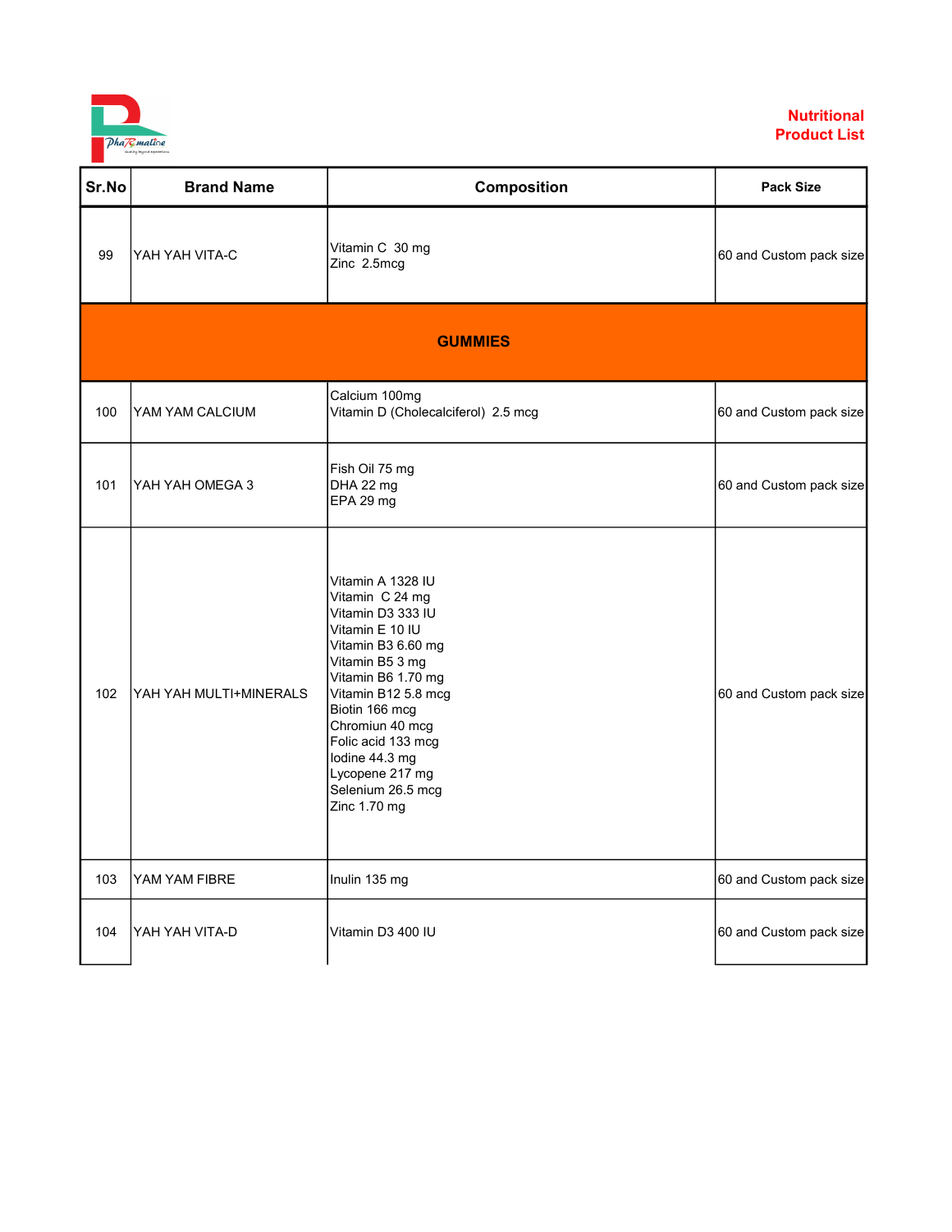**Nutritional Product List**

| Sr.No | Brand Name | Composition | Pack Size |
|---|---|---|---|
| 99 | YAH YAH VITA-C | Vitamin C 30 mg<br>Zinc 2.5mcg | 60 and Custom pack size |
| | | **GUMMIES** | |
| 100 | YAM YAM CALCIUM | Calcium 100mg<br>Vitamin D (Cholecalciferol) 2.5 mcg | 60 and Custom pack size |
| 101 | YAH YAH OMEGA 3 | Fish Oil 75 mg<br>DHA 22 mg<br>EPA 29 mg | 60 and Custom pack size |
| 102 | YAH YAH MULTI+MINERALS | Vitamin A 1328 IU<br>Vitamin C 24 mg<br>Vitamin D3 333 IU<br>Vitamin E 10 IU<br>Vitamin B3 6.60 mg<br>Vitamin B5 3 mg<br>Vitamin B6 1.70 mg<br>Vitamin B12 5.8 mcg<br>Biotin 166 mcg<br>Chromiun 40 mcg<br>Folic acid 133 mcg<br>Iodine 44.3 mg<br>Lycopene 217 mg<br>Selenium 26.5 mcg<br>Zinc 1.70 mg | 60 and Custom pack size |
| 103 | YAM YAM FIBRE | Inulin 135 mg | 60 and Custom pack size |
| 104 | YAH YAH VITA-D | Vitamin D3 400 IU | 60 and Custom pack size |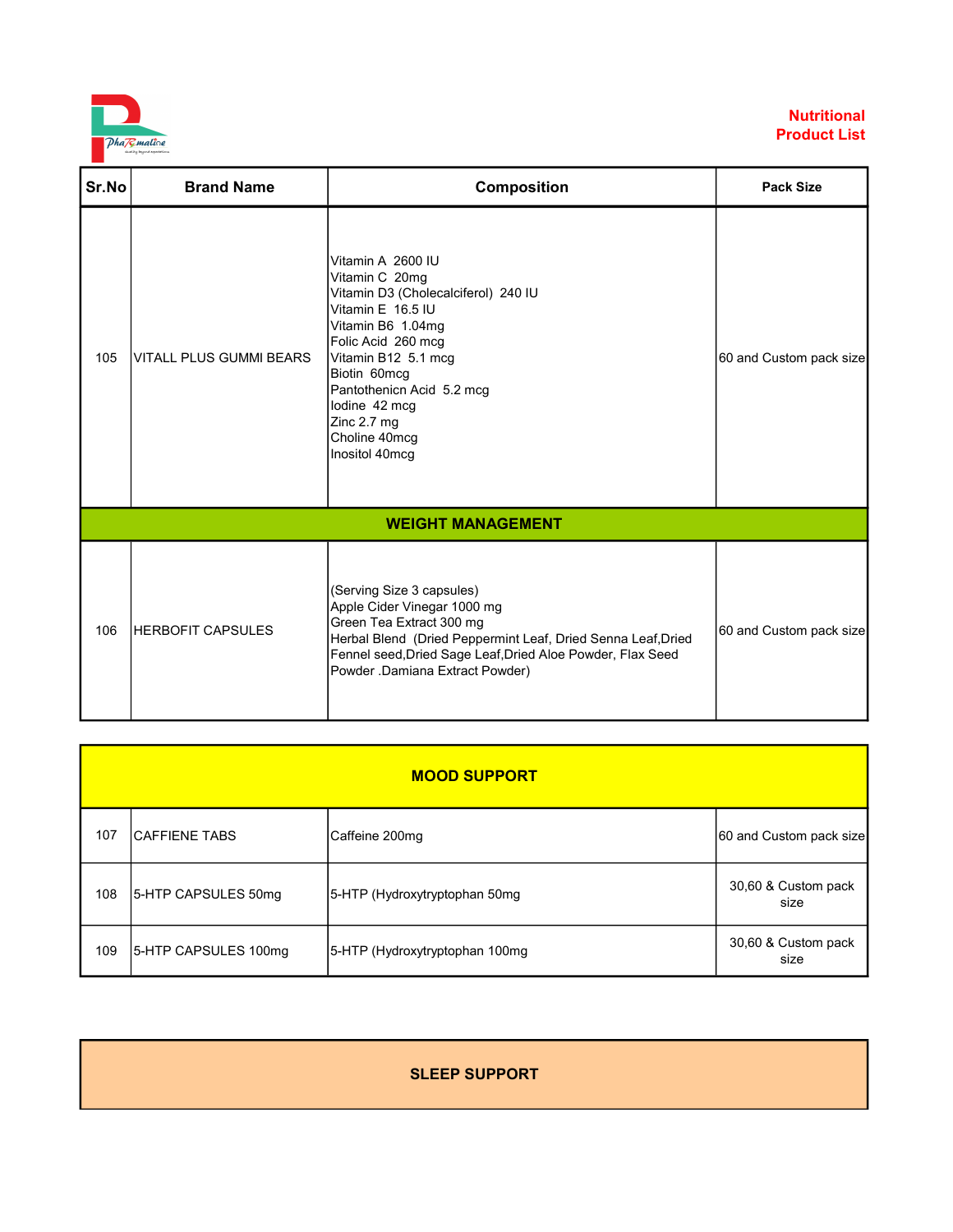**Nutritional Product List**

| Sr.No | Brand Name | Composition | Pack Size |
|---|---|---|---|
| 105 | VITALL PLUS GUMMI BEARS | Vitamin A 2600 IU<br>Vitamin C 20mg<br>Vitamin D3 (Cholecalciferol) 240 IU<br>Vitamin E 16.5 IU<br>Vitamin B6 1.04mg<br>Folic Acid 260 mcg<br>Vitamin B12 5.1 mcg<br>Biotin 60mcg<br>Pantothenicn Acid 5.2 mcg<br>Iodine 42 mcg<br>Zinc 2.7 mg<br>Choline 40mcg<br>Inositol 40mcg | 60 and Custom pack size |
| **WEIGHT MANAGEMENT** | | | |
| 106 | HERBOFIT CAPSULES | (Serving Size 3 capsules)<br>Apple Cider Vinegar 1000 mg<br>Green Tea Extract 300 mg<br>Herbal Blend (Dried Peppermint Leaf, Dried Senna Leaf,Dried Fennel seed,Dried Sage Leaf,Dried Aloe Powder, Flax Seed Powder .Damiana Extract Powder) | 60 and Custom pack size |

| **MOOD SUPPORT** | | | |
|---|---|---|---|
| 107 | CAFFIENE TABS | Caffeine 200mg | 60 and Custom pack size |
| 108 | 5-HTP CAPSULES 50mg | 5-HTP (Hydroxytryptophan 50mg | 30,60 & Custom pack size |
| 109 | 5-HTP CAPSULES 100mg | 5-HTP (Hydroxytryptophan 100mg | 30,60 & Custom pack size |

**SLEEP SUPPORT**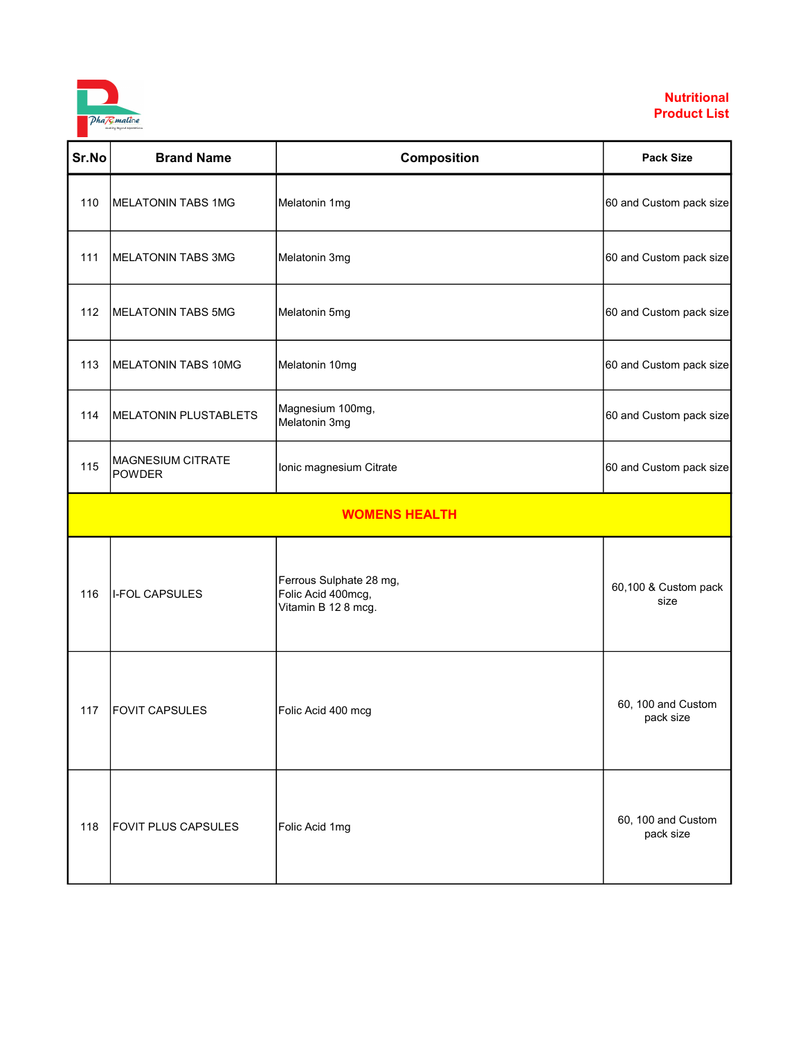**Nutritional Product List**

| Sr.No | Brand Name | Composition | Pack Size |
|---|---|---|---|
| 110 | MELATONIN TABS 1MG | Melatonin 1mg | 60 and Custom pack size |
| 111 | MELATONIN TABS 3MG | Melatonin 3mg | 60 and Custom pack size |
| 112 | MELATONIN TABS 5MG | Melatonin 5mg | 60 and Custom pack size |
| 113 | MELATONIN TABS 10MG | Melatonin 10mg | 60 and Custom pack size |
| 114 | MELATONIN PLUSTABLETS | Magnesium 100mg, Melatonin 3mg | 60 and Custom pack size |
| 115 | MAGNESIUM CITRATE POWDER | Ionic magnesium Citrate | 60 and Custom pack size |
| **WOMENS HEALTH** | | | |
| 116 | I-FOL CAPSULES | Ferrous Sulphate 28 mg, Folic Acid 400mcg, Vitamin B 12 8 mcg. | 60,100 & Custom pack size |
| 117 | FOVIT CAPSULES | Folic Acid 400 mcg | 60, 100 and Custom pack size |
| 118 | FOVIT PLUS CAPSULES | Folic Acid 1mg | 60, 100 and Custom pack size |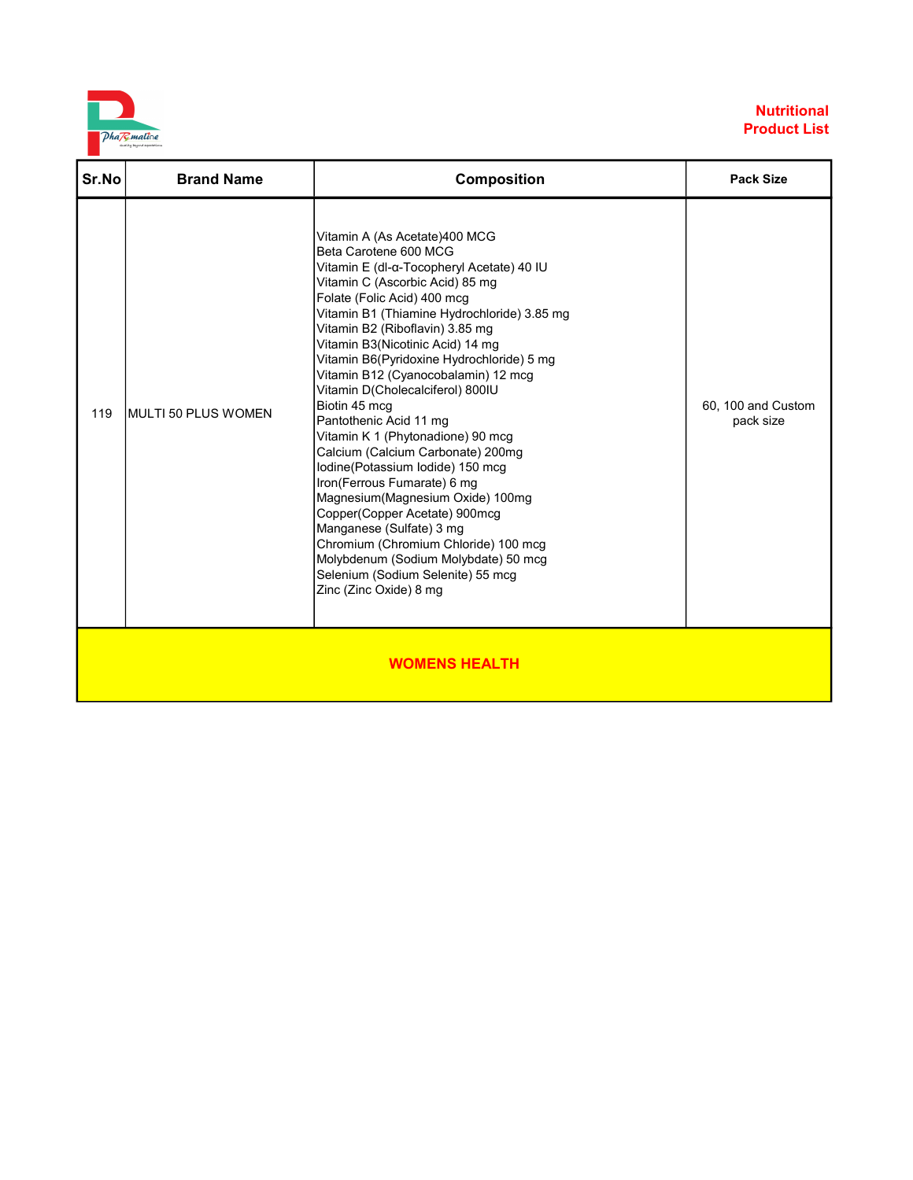**Nutritional Product List**

| Sr.No | Brand Name | Composition | Pack Size |
|---|---|---|---|
| 119 | MULTI 50 PLUS WOMEN | Vitamin A (As Acetate)400 MCG<br>Beta Carotene 600 MCG<br>Vitamin E (dl-α-Tocopheryl Acetate) 40 IU<br>Vitamin C (Ascorbic Acid) 85 mg<br>Folate (Folic Acid) 400 mcg<br>Vitamin B1 (Thiamine Hydrochloride) 3.85 mg<br>Vitamin B2 (Riboflavin) 3.85 mg<br>Vitamin B3(Nicotinic Acid) 14 mg<br>Vitamin B6(Pyridoxine Hydrochloride) 5 mg<br>Vitamin B12 (Cyanocobalamin) 12 mcg<br>Vitamin D(Cholecalciferol) 800IU<br>Biotin 45 mcg<br>Pantothenic Acid 11 mg<br>Vitamin K 1 (Phytonadione) 90 mcg<br>Calcium (Calcium Carbonate) 200mg<br>Iodine(Potassium Iodide) 150 mcg<br>Iron(Ferrous Fumarate) 6 mg<br>Magnesium(Magnesium Oxide) 100mg<br>Copper(Copper Acetate) 900mcg<br>Manganese (Sulfate) 3 mg<br>Chromium (Chromium Chloride) 100 mcg<br>Molybdenum (Sodium Molybdate) 50 mcg<br>Selenium (Sodium Selenite) 55 mcg<br>Zinc (Zinc Oxide) 8 mg | 60, 100 and Custom pack size |
| **WOMENS HEALTH** | | | |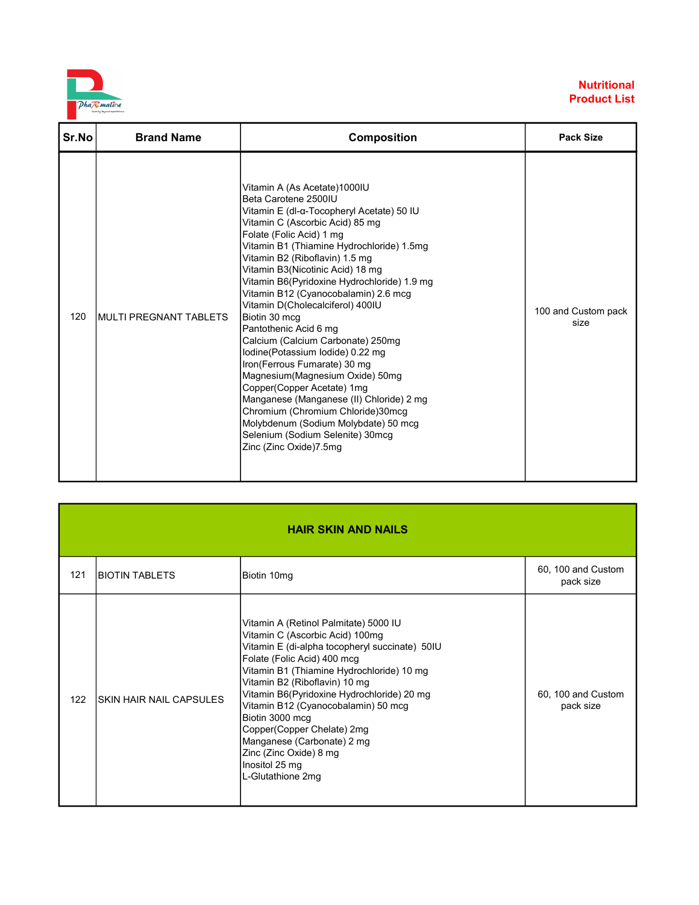**Nutritional Product List**

| Sr.No | Brand Name | Composition | Pack Size |
|---|---|---|---|
| 120 | MULTI PREGNANT TABLETS | Vitamin A (As Acetate)1000IU<br>Beta Carotene 2500IU<br>Vitamin E (dl-α-Tocopheryl Acetate) 50 IU<br>Vitamin C (Ascorbic Acid) 85 mg<br>Folate (Folic Acid) 1 mg<br>Vitamin B1 (Thiamine Hydrochloride) 1.5mg<br>Vitamin B2 (Riboflavin) 1.5 mg<br>Vitamin B3(Nicotinic Acid) 18 mg<br>Vitamin B6(Pyridoxine Hydrochloride) 1.9 mg<br>Vitamin B12 (Cyanocobalamin) 2.6 mcg<br>Vitamin D(Cholecalciferol) 400IU<br>Biotin 30 mcg<br>Pantothenic Acid 6 mg<br>Calcium (Calcium Carbonate) 250mg<br>Iodine(Potassium Iodide) 0.22 mg<br>Iron(Ferrous Fumarate) 30 mg<br>Magnesium(Magnesium Oxide) 50mg<br>Copper(Copper Acetate) 1mg<br>Manganese (Manganese (II) Chloride) 2 mg<br>Chromium (Chromium Chloride)30mcg<br>Molybdenum (Sodium Molybdate) 50 mcg<br>Selenium (Sodium Selenite) 30mcg<br>Zinc (Zinc Oxide)7.5mg | 100 and Custom pack size |
| **HAIR SKIN AND NAILS** | | | |
| 121 | BIOTIN TABLETS | Biotin 10mg | 60, 100 and Custom pack size |
| 122 | SKIN HAIR NAIL CAPSULES | Vitamin A (Retinol Palmitate) 5000 IU<br>Vitamin C (Ascorbic Acid) 100mg<br>Vitamin E (di-alpha tocopheryl succinate) 50IU<br>Folate (Folic Acid) 400 mcg<br>Vitamin B1 (Thiamine Hydrochloride) 10 mg<br>Vitamin B2 (Riboflavin) 10 mg<br>Vitamin B6(Pyridoxine Hydrochloride) 20 mg<br>Vitamin B12 (Cyanocobalamin) 50 mcg<br>Biotin 3000 mcg<br>Copper(Copper Chelate) 2mg<br>Manganese (Carbonate) 2 mg<br>Zinc (Zinc Oxide) 8 mg<br>Inositol 25 mg<br>L-Glutathione 2mg | 60, 100 and Custom pack size |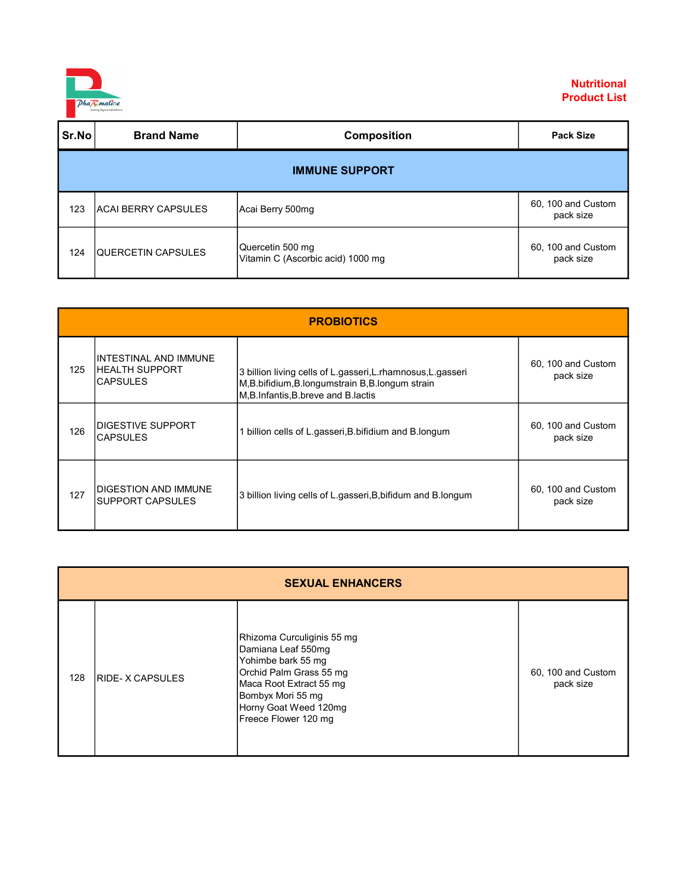**Nutritional Product List**

| Sr.No | Brand Name | Composition | Pack Size |
|---|---|---|---|
| **IMMUNE SUPPORT** | | | |
| 123 | ACAI BERRY CAPSULES | Acai Berry 500mg | 60, 100 and Custom pack size |
| 124 | QUERCETIN CAPSULES | Quercetin 500 mg<br>Vitamin C (Ascorbic acid) 1000 mg | 60, 100 and Custom pack size |

| | | | |
|---|---|---|---|
| **PROBIOTICS** | | | |
| 125 | INTESTINAL AND IMMUNE HEALTH SUPPORT CAPSULES | 3 billion living cells of L.gasseri,L.rhamnosus,L.gasseri M,B.bifidium,B.longumstrain B,B.longum strain M,B.Infantis,B.breve and B.lactis | 60, 100 and Custom pack size |
| 126 | DIGESTIVE SUPPORT CAPSULES | 1 billion cells of L.gasseri,B.bifidium and B.longum | 60, 100 and Custom pack size |
| 127 | DIGESTION AND IMMUNE SUPPORT CAPSULES | 3 billion living cells of L.gasseri,B,bifidum and B.longum | 60, 100 and Custom pack size |

| | | | |
|---|---|---|---|
| **SEXUAL ENHANCERS** | | | |
| 128 | RIDE- X CAPSULES | Rhizoma Curculiginis 55 mg<br>Damiana Leaf 550mg<br>Yohimbe bark 55 mg<br>Orchid Palm Grass 55 mg<br>Maca Root Extract 55 mg<br>Bombyx Mori 55 mg<br>Horny Goat Weed 120mg<br>Freece Flower 120 mg | 60, 100 and Custom pack size |